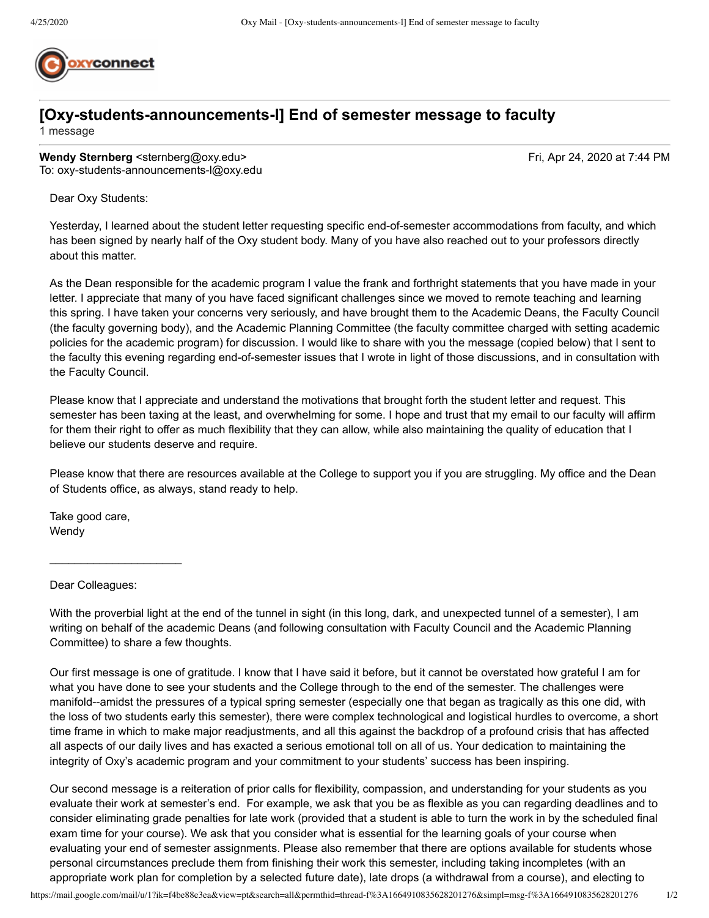# [Oxy-students-announcements-l] End of semester message to faculty

1 message

**Wendy Sternberg** <sternberg@oxy.edu> Fri, Apr 24, 2020 at 7:44 PM
To: oxy-students-announcements-l@oxy.edu

Dear Oxy Students:

Yesterday, I learned about the student letter requesting specific end-of-semester accommodations from faculty, and which has been signed by nearly half of the Oxy student body. Many of you have also reached out to your professors directly about this matter.

As the Dean responsible for the academic program I value the frank and forthright statements that you have made in your letter. I appreciate that many of you have faced significant challenges since we moved to remote teaching and learning this spring. I have taken your concerns very seriously, and have brought them to the Academic Deans, the Faculty Council (the faculty governing body), and the Academic Planning Committee (the faculty committee charged with setting academic policies for the academic program) for discussion. I would like to share with you the message (copied below) that I sent to the faculty this evening regarding end-of-semester issues that I wrote in light of those discussions, and in consultation with the Faculty Council.

Please know that I appreciate and understand the motivations that brought forth the student letter and request. This semester has been taxing at the least, and overwhelming for some. I hope and trust that my email to our faculty will affirm for them their right to offer as much flexibility that they can allow, while also maintaining the quality of education that I believe our students deserve and require.

Please know that there are resources available at the College to support you if you are struggling. My office and the Dean of Students office, as always, stand ready to help.

Take good care,
Wendy

______________________

Dear Colleagues:

With the proverbial light at the end of the tunnel in sight (in this long, dark, and unexpected tunnel of a semester), I am writing on behalf of the academic Deans (and following consultation with Faculty Council and the Academic Planning Committee) to share a few thoughts.

Our first message is one of gratitude. I know that I have said it before, but it cannot be overstated how grateful I am for what you have done to see your students and the College through to the end of the semester. The challenges were manifold--amidst the pressures of a typical spring semester (especially one that began as tragically as this one did, with the loss of two students early this semester), there were complex technological and logistical hurdles to overcome, a short time frame in which to make major readjustments, and all this against the backdrop of a profound crisis that has affected all aspects of our daily lives and has exacted a serious emotional toll on all of us. Your dedication to maintaining the integrity of Oxy's academic program and your commitment to your students' success has been inspiring.

Our second message is a reiteration of prior calls for flexibility, compassion, and understanding for your students as you evaluate their work at semester's end. For example, we ask that you be as flexible as you can regarding deadlines and to consider eliminating grade penalties for late work (provided that a student is able to turn the work in by the scheduled final exam time for your course). We ask that you consider what is essential for the learning goals of your course when evaluating your end of semester assignments. Please also remember that there are options available for students whose personal circumstances preclude them from finishing their work this semester, including taking incompletes (with an appropriate work plan for completion by a selected future date), late drops (a withdrawal from a course), and electing to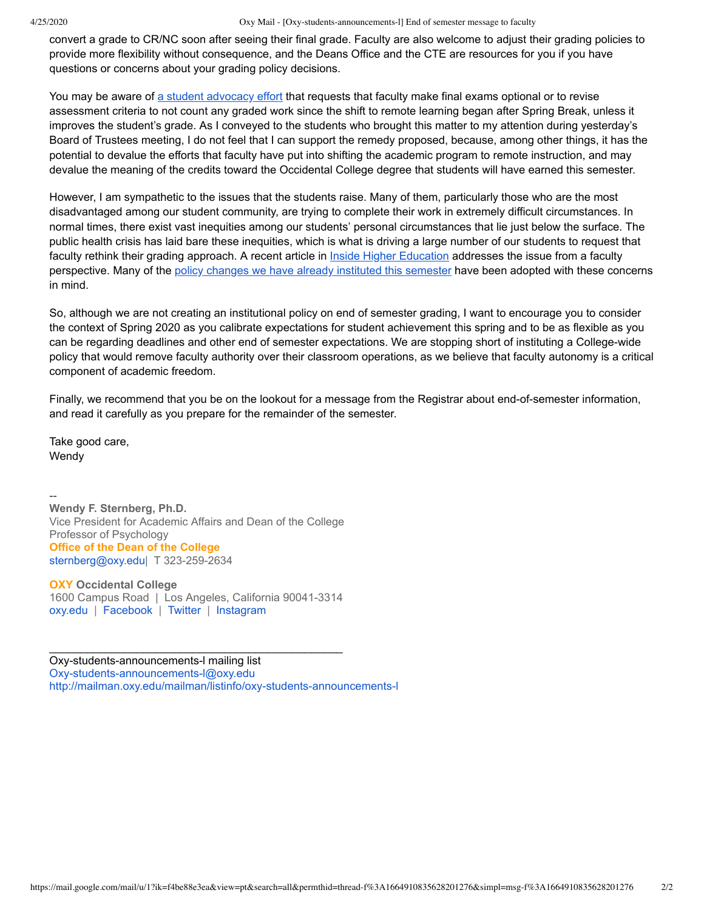convert a grade to CR/NC soon after seeing their final grade. Faculty are also welcome to adjust their grading policies to provide more flexibility without consequence, and the Deans Office and the CTE are resources for you if you have questions or concerns about your grading policy decisions.

You may be aware of a student advocacy effort that requests that faculty make final exams optional or to revise assessment criteria to not count any graded work since the shift to remote learning began after Spring Break, unless it improves the student's grade. As I conveyed to the students who brought this matter to my attention during yesterday's Board of Trustees meeting, I do not feel that I can support the remedy proposed, because, among other things, it has the potential to devalue the efforts that faculty have put into shifting the academic program to remote instruction, and may devalue the meaning of the credits toward the Occidental College degree that students will have earned this semester.

However, I am sympathetic to the issues that the students raise. Many of them, particularly those who are the most disadvantaged among our student community, are trying to complete their work in extremely difficult circumstances. In normal times, there exist vast inequities among our students' personal circumstances that lie just below the surface. The public health crisis has laid bare these inequities, which is what is driving a large number of our students to request that faculty rethink their grading approach. A recent article in Inside Higher Education addresses the issue from a faculty perspective. Many of the policy changes we have already instituted this semester have been adopted with these concerns in mind.

So, although we are not creating an institutional policy on end of semester grading, I want to encourage you to consider the context of Spring 2020 as you calibrate expectations for student achievement this spring and to be as flexible as you can be regarding deadlines and other end of semester expectations. We are stopping short of instituting a College-wide policy that would remove faculty authority over their classroom operations, as we believe that faculty autonomy is a critical component of academic freedom.

Finally, we recommend that you be on the lookout for a message from the Registrar about end-of-semester information, and read it carefully as you prepare for the remainder of the semester.

Take good care,
Wendy

--
**Wendy F. Sternberg, Ph.D.**
Vice President for Academic Affairs and Dean of the College
Professor of Psychology
**Office of the Dean of the College**
sternberg@oxy.edu| T 323-259-2634

**OXY Occidental College**
1600 Campus Road | Los Angeles, California 90041-3314
oxy.edu | Facebook | Twitter | Instagram

_______________________________________________
Oxy-students-announcements-l mailing list
Oxy-students-announcements-l@oxy.edu
http://mailman.oxy.edu/mailman/listinfo/oxy-students-announcements-l